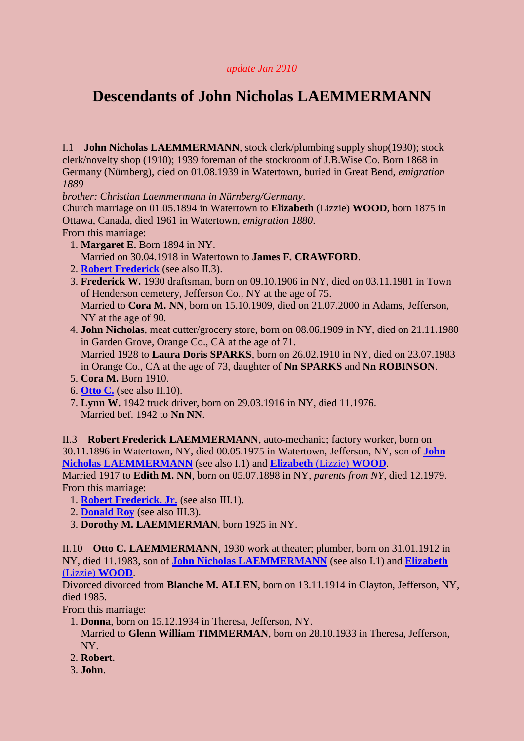*update Jan 2010*

# Descendants of John Nicholas LAEMMERMANN

I.1 **John Nicholas LAEMMERMANN**, stock clerk/plumbing supply shop(1930); stock clerk/novelty shop (1910); 1939 foreman of the stockroom of J.B.Wise Co. Born 1868 in Germany (Nürnberg), died on 01.08.1939 in Watertown, buried in Great Bend, *emigration 1889*
*brother: Christian Laemmermann in Nürnberg/Germany*.
Church marriage on 01.05.1894 in Watertown to **Elizabeth** (Lizzie) **WOOD**, born 1875 in Ottawa, Canada, died 1961 in Watertown, *emigration 1880*.
From this marriage:

1. **Margaret E.** Born 1894 in NY.
   Married on 30.04.1918 in Watertown to **James F. CRAWFORD**.
2. **Robert Frederick** (see also II.3).
3. **Frederick W.** 1930 draftsman, born on 09.10.1906 in NY, died on 03.11.1981 in Town of Henderson cemetery, Jefferson Co., NY at the age of 75.
   Married to **Cora M. NN**, born on 15.10.1909, died on 21.07.2000 in Adams, Jefferson, NY at the age of 90.
4. **John Nicholas**, meat cutter/grocery store, born on 08.06.1909 in NY, died on 21.11.1980 in Garden Grove, Orange Co., CA at the age of 71.
   Married 1928 to **Laura Doris SPARKS**, born on 26.02.1910 in NY, died on 23.07.1983 in Orange Co., CA at the age of 73, daughter of **Nn SPARKS** and **Nn ROBINSON**.
5. **Cora M.** Born 1910.
6. **Otto C.** (see also II.10).
7. **Lynn W.** 1942 truck driver, born on 29.03.1916 in NY, died 11.1976.
   Married bef. 1942 to **Nn NN**.

II.3 **Robert Frederick LAEMMERMANN**, auto-mechanic; factory worker, born on 30.11.1896 in Watertown, NY, died 00.05.1975 in Watertown, Jefferson, NY, son of **John Nicholas LAEMMERMANN** (see also I.1) and **Elizabeth** (Lizzie) **WOOD**.
Married 1917 to **Edith M. NN**, born on 05.07.1898 in NY, *parents from NY*, died 12.1979.
From this marriage:

1. **Robert Frederick, Jr.** (see also III.1).
2. **Donald Roy** (see also III.3).
3. **Dorothy M. LAEMMERMAN**, born 1925 in NY.

II.10 **Otto C. LAEMMERMANN**, 1930 work at theater; plumber, born on 31.01.1912 in NY, died 11.1983, son of **John Nicholas LAEMMERMANN** (see also I.1) and **Elizabeth** (Lizzie) **WOOD**.
Divorced divorced from **Blanche M. ALLEN**, born on 13.11.1914 in Clayton, Jefferson, NY, died 1985.
From this marriage:

1. **Donna**, born on 15.12.1934 in Theresa, Jefferson, NY.
   Married to **Glenn William TIMMERMAN**, born on 28.10.1933 in Theresa, Jefferson, NY.
2. **Robert**.
3. **John**.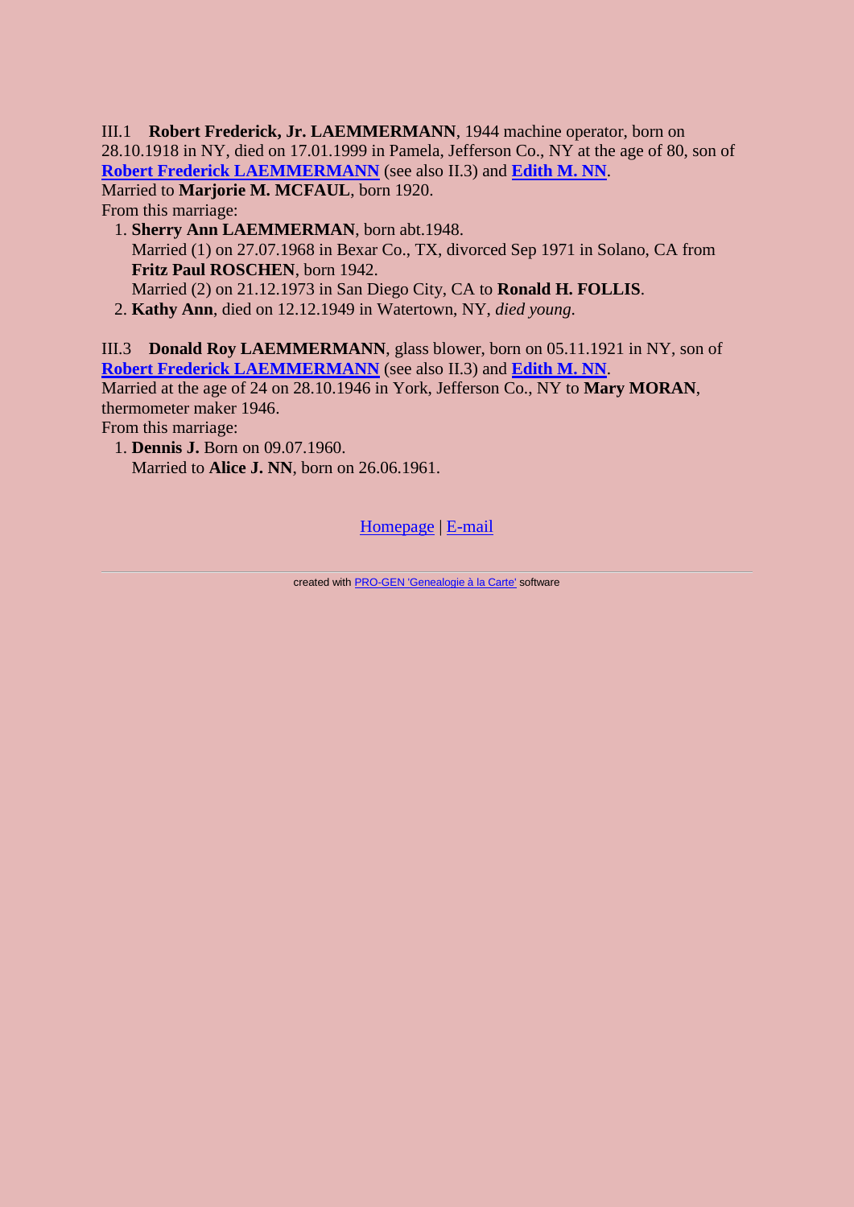III.1 **Robert Frederick, Jr. LAEMMERMANN**, 1944 machine operator, born on 28.10.1918 in NY, died on 17.01.1999 in Pamela, Jefferson Co., NY at the age of 80, son of **Robert Frederick LAEMMERMANN** (see also II.3) and **Edith M. NN**.
Married to **Marjorie M. MCFAUL**, born 1920.
From this marriage:

1. **Sherry Ann LAEMMERMAN**, born abt.1948.
   Married (1) on 27.07.1968 in Bexar Co., TX, divorced Sep 1971 in Solano, CA from **Fritz Paul ROSCHEN**, born 1942.
   Married (2) on 21.12.1973 in San Diego City, CA to **Ronald H. FOLLIS**.
2. **Kathy Ann**, died on 12.12.1949 in Watertown, NY, *died young*.

III.3 **Donald Roy LAEMMERMANN**, glass blower, born on 05.11.1921 in NY, son of **Robert Frederick LAEMMERMANN** (see also II.3) and **Edith M. NN**.
Married at the age of 24 on 28.10.1946 in York, Jefferson Co., NY to **Mary MORAN**, thermometer maker 1946.
From this marriage:

1. **Dennis J.** Born on 09.07.1960.
   Married to **Alice J. NN**, born on 26.06.1961.

Homepage | E-mail

created with PRO-GEN 'Genealogie à la Carte' software